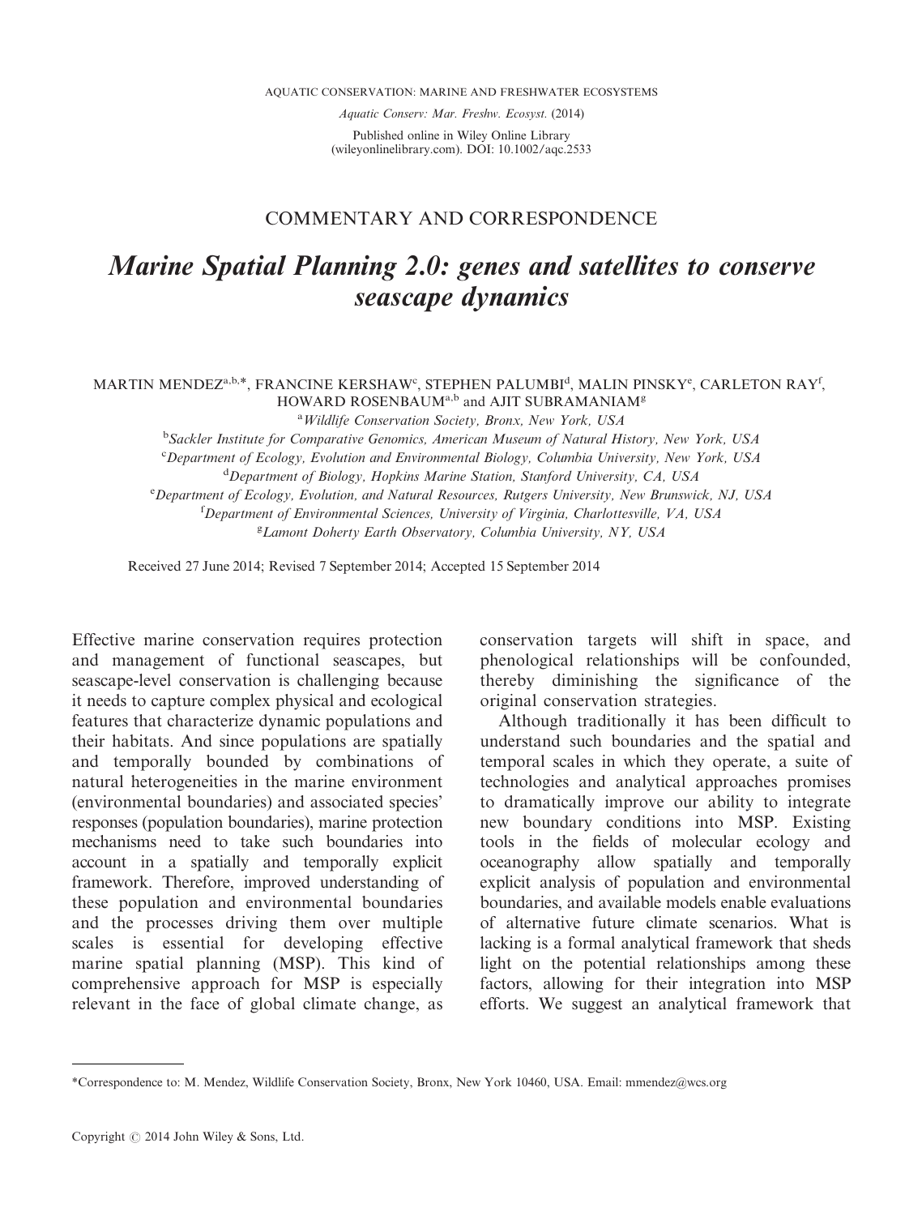AQUATIC CONSERVATION: MARINE AND FRESHWATER ECOSYSTEMS

*Aquatic Conserv: Mar. Freshw. Ecosyst.* (2014)

Published online in Wiley Online Library (wileyonlinelibrary.com). DOI: 10.1002/aqc.2533

COMMENTARY AND CORRESPONDENCE

# *Marine Spatial Planning 2.0: genes and satellites to conserve seascape dynamics*

MARTIN MENDEZ[a,b,*], FRANCINE KERSHAW[c], STEPHEN PALUMBI[d], MALIN PINSKY[e], CARLETON RAY[f], HOWARD ROSENBAUM[a,b] and AJIT SUBRAMANIAM[g]

[a] *Wildlife Conservation Society, Bronx, New York, USA*

[b] *Sackler Institute for Comparative Genomics, American Museum of Natural History, New York, USA*

[c] *Department of Ecology, Evolution and Environmental Biology, Columbia University, New York, USA*

[d] *Department of Biology, Hopkins Marine Station, Stanford University, CA, USA*

[e] *Department of Ecology, Evolution, and Natural Resources, Rutgers University, New Brunswick, NJ, USA*

[f] *Department of Environmental Sciences, University of Virginia, Charlottesville, VA, USA*

[g] *Lamont Doherty Earth Observatory, Columbia University, NY, USA*

Received 27 June 2014; Revised 7 September 2014; Accepted 15 September 2014

Effective marine conservation requires protection and management of functional seascapes, but seascape-level conservation is challenging because it needs to capture complex physical and ecological features that characterize dynamic populations and their habitats. And since populations are spatially and temporally bounded by combinations of natural heterogeneities in the marine environment (environmental boundaries) and associated species' responses (population boundaries), marine protection mechanisms need to take such boundaries into account in a spatially and temporally explicit framework. Therefore, improved understanding of these population and environmental boundaries and the processes driving them over multiple scales is essential for developing effective marine spatial planning (MSP). This kind of comprehensive approach for MSP is especially relevant in the face of global climate change, as conservation targets will shift in space, and phenological relationships will be confounded, thereby diminishing the significance of the original conservation strategies.

Although traditionally it has been difficult to understand such boundaries and the spatial and temporal scales in which they operate, a suite of technologies and analytical approaches promises to dramatically improve our ability to integrate new boundary conditions into MSP. Existing tools in the fields of molecular ecology and oceanography allow spatially and temporally explicit analysis of population and environmental boundaries, and available models enable evaluations of alternative future climate scenarios. What is lacking is a formal analytical framework that sheds light on the potential relationships among these factors, allowing for their integration into MSP efforts. We suggest an analytical framework that

*Correspondence to: M. Mendez, Wildlife Conservation Society, Bronx, New York 10460, USA. Email: mmendez@wcs.org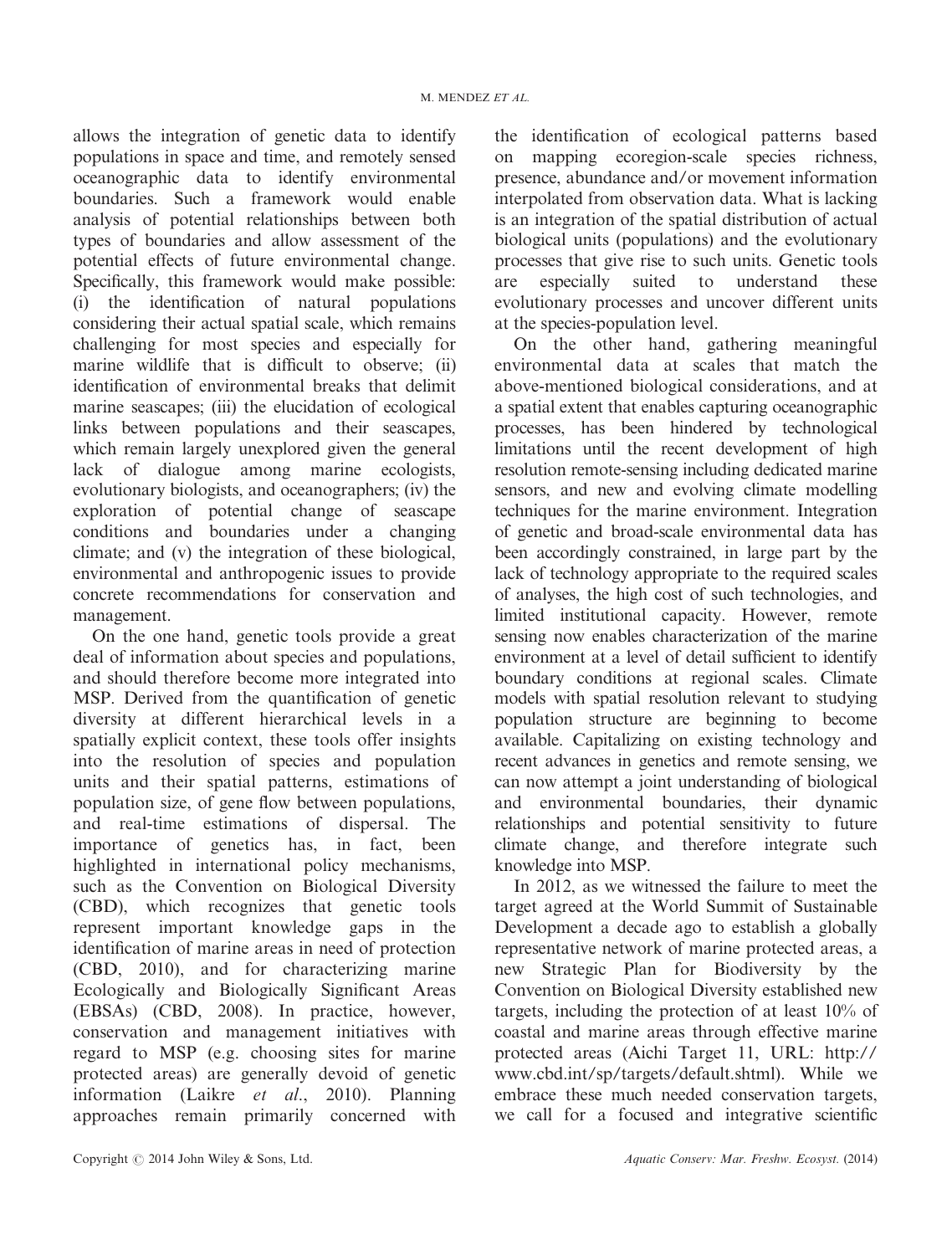allows the integration of genetic data to identify populations in space and time, and remotely sensed oceanographic data to identify environmental boundaries. Such a framework would enable analysis of potential relationships between both types of boundaries and allow assessment of the potential effects of future environmental change. Specifically, this framework would make possible: (i) the identification of natural populations considering their actual spatial scale, which remains challenging for most species and especially for marine wildlife that is difficult to observe; (ii) identification of environmental breaks that delimit marine seascapes; (iii) the elucidation of ecological links between populations and their seascapes, which remain largely unexplored given the general lack of dialogue among marine ecologists, evolutionary biologists, and oceanographers; (iv) the exploration of potential change of seascape conditions and boundaries under a changing climate; and (v) the integration of these biological, environmental and anthropogenic issues to provide concrete recommendations for conservation and management.

On the one hand, genetic tools provide a great deal of information about species and populations, and should therefore become more integrated into MSP. Derived from the quantification of genetic diversity at different hierarchical levels in a spatially explicit context, these tools offer insights into the resolution of species and population units and their spatial patterns, estimations of population size, of gene flow between populations, and real-time estimations of dispersal. The importance of genetics has, in fact, been highlighted in international policy mechanisms, such as the Convention on Biological Diversity (CBD), which recognizes that genetic tools represent important knowledge gaps in the identification of marine areas in need of protection (CBD, 2010), and for characterizing marine Ecologically and Biologically Significant Areas (EBSAs) (CBD, 2008). In practice, however, conservation and management initiatives with regard to MSP (e.g. choosing sites for marine protected areas) are generally devoid of genetic information (Laikre *et al*., 2010). Planning approaches remain primarily concerned with the identification of ecological patterns based on mapping ecoregion-scale species richness, presence, abundance and/or movement information interpolated from observation data. What is lacking is an integration of the spatial distribution of actual biological units (populations) and the evolutionary processes that give rise to such units. Genetic tools are especially suited to understand these evolutionary processes and uncover different units at the species-population level.

On the other hand, gathering meaningful environmental data at scales that match the above-mentioned biological considerations, and at a spatial extent that enables capturing oceanographic processes, has been hindered by technological limitations until the recent development of high resolution remote-sensing including dedicated marine sensors, and new and evolving climate modelling techniques for the marine environment. Integration of genetic and broad-scale environmental data has been accordingly constrained, in large part by the lack of technology appropriate to the required scales of analyses, the high cost of such technologies, and limited institutional capacity. However, remote sensing now enables characterization of the marine environment at a level of detail sufficient to identify boundary conditions at regional scales. Climate models with spatial resolution relevant to studying population structure are beginning to become available. Capitalizing on existing technology and recent advances in genetics and remote sensing, we can now attempt a joint understanding of biological and environmental boundaries, their dynamic relationships and potential sensitivity to future climate change, and therefore integrate such knowledge into MSP.

In 2012, as we witnessed the failure to meet the target agreed at the World Summit of Sustainable Development a decade ago to establish a globally representative network of marine protected areas, a new Strategic Plan for Biodiversity by the Convention on Biological Diversity established new targets, including the protection of at least 10% of coastal and marine areas through effective marine protected areas (Aichi Target 11, URL: http://www.cbd.int/sp/targets/default.shtml). While we embrace these much needed conservation targets, we call for a focused and integrative scientific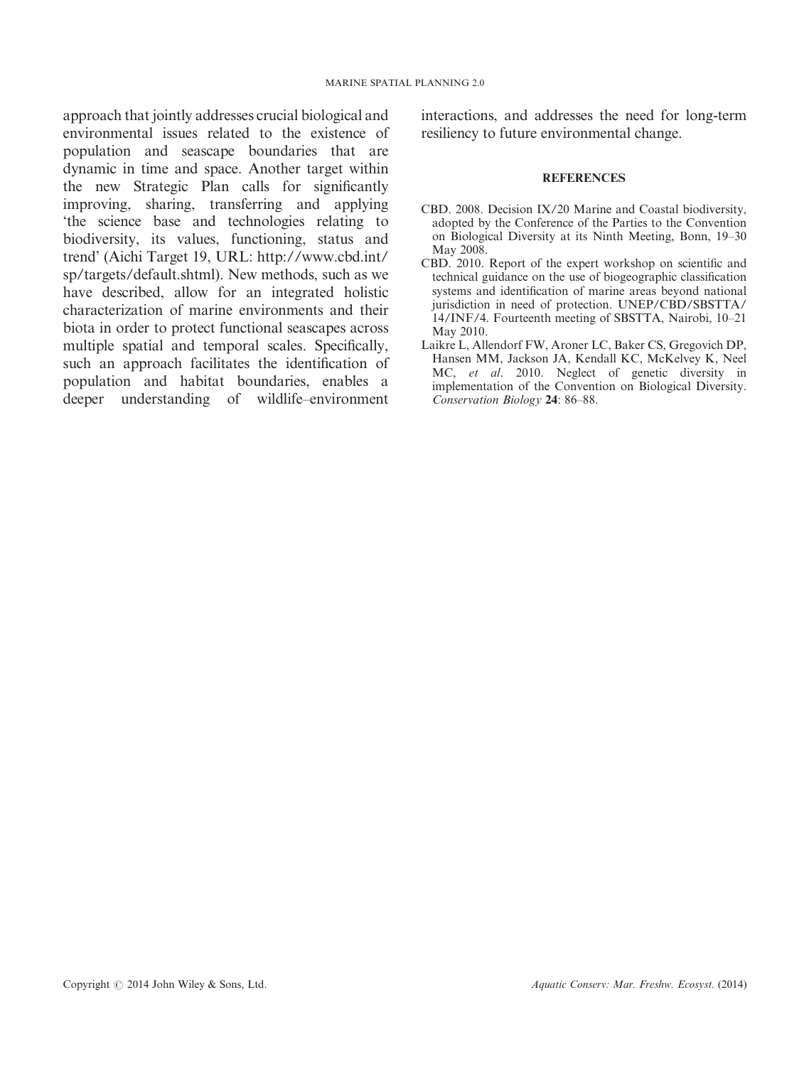approach that jointly addresses crucial biological and environmental issues related to the existence of population and seascape boundaries that are dynamic in time and space. Another target within the new Strategic Plan calls for significantly improving, sharing, transferring and applying 'the science base and technologies relating to biodiversity, its values, functioning, status and trend' (Aichi Target 19, URL: http://www.cbd.int/sp/targets/default.shtml). New methods, such as we have described, allow for an integrated holistic characterization of marine environments and their biota in order to protect functional seascapes across multiple spatial and temporal scales. Specifically, such an approach facilitates the identification of population and habitat boundaries, enables a deeper understanding of wildlife–environment interactions, and addresses the need for long-term resiliency to future environmental change.

## REFERENCES

CBD. 2008. Decision IX/20 Marine and Coastal biodiversity, adopted by the Conference of the Parties to the Convention on Biological Diversity at its Ninth Meeting, Bonn, 19–30 May 2008.

CBD. 2010. Report of the expert workshop on scientific and technical guidance on the use of biogeographic classification systems and identification of marine areas beyond national jurisdiction in need of protection. UNEP/CBD/SBSTTA/14/INF/4. Fourteenth meeting of SBSTTA, Nairobi, 10–21 May 2010.

Laikre L, Allendorf FW, Aroner LC, Baker CS, Gregovich DP, Hansen MM, Jackson JA, Kendall KC, McKelvey K, Neel MC, *et al*. 2010. Neglect of genetic diversity in implementation of the Convention on Biological Diversity. *Conservation Biology* **24**: 86–88.